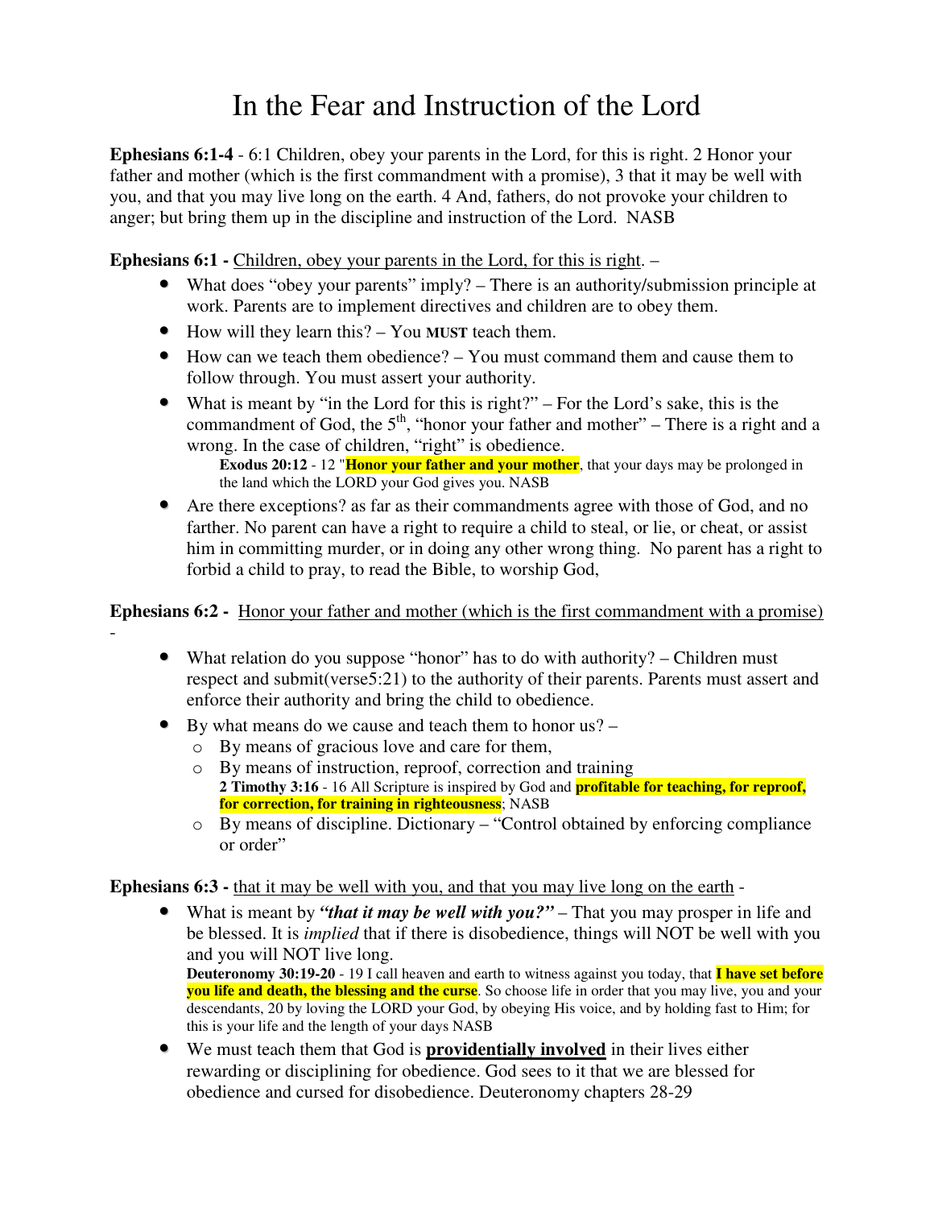# In the Fear and Instruction of the Lord

**Ephesians 6:1-4** - 6:1 Children, obey your parents in the Lord, for this is right. 2 Honor your father and mother (which is the first commandment with a promise), 3 that it may be well with you, and that you may live long on the earth. 4 And, fathers, do not provoke your children to anger; but bring them up in the discipline and instruction of the Lord. NASB

**Ephesians 6:1 -** <u>Children, obey your parents in the Lord, for this is right</u>. –

- What does "obey your parents" imply? – There is an authority/submission principle at work. Parents are to implement directives and children are to obey them.
- How will they learn this? – You **MUST** teach them.
- How can we teach them obedience? – You must command them and cause them to follow through. You must assert your authority.
- What is meant by "in the Lord for this is right?" – For the Lord's sake, this is the commandment of God, the 5th, "honor your father and mother" – There is a right and a wrong. In the case of children, "right" is obedience.
  **Exodus 20:12** - 12 "**Honor your father and your mother**, that your days may be prolonged in the land which the LORD your God gives you. NASB
- Are there exceptions? as far as their commandments agree with those of God, and no farther. No parent can have a right to require a child to steal, or lie, or cheat, or assist him in committing murder, or in doing any other wrong thing. No parent has a right to forbid a child to pray, to read the Bible, to worship God,

**Ephesians 6:2 -** <u>Honor your father and mother (which is the first commandment with a promise)</u> -

- What relation do you suppose "honor" has to do with authority? – Children must respect and submit(verse5:21) to the authority of their parents. Parents must assert and enforce their authority and bring the child to obedience.
- By what means do we cause and teach them to honor us? –
  - By means of gracious love and care for them,
  - By means of instruction, reproof, correction and training
    **2 Timothy 3:16** - 16 All Scripture is inspired by God and **profitable for teaching, for reproof, for correction, for training in righteousness**; NASB
  - By means of discipline. Dictionary – "Control obtained by enforcing compliance or order"

**Ephesians 6:3 -** <u>that it may be well with you, and that you may live long on the earth</u> -

- What is meant by ***"that it may be well with you?"*** – That you may prosper in life and be blessed. It is *implied* that if there is disobedience, things will NOT be well with you and you will NOT live long.
  **Deuteronomy 30:19-20** - 19 I call heaven and earth to witness against you today, that **I have set before you life and death, the blessing and the curse**. So choose life in order that you may live, you and your descendants, 20 by loving the LORD your God, by obeying His voice, and by holding fast to Him; for this is your life and the length of your days NASB
- We must teach them that God is **<u>providentially involved</u>** in their lives either rewarding or disciplining for obedience. God sees to it that we are blessed for obedience and cursed for disobedience. Deuteronomy chapters 28-29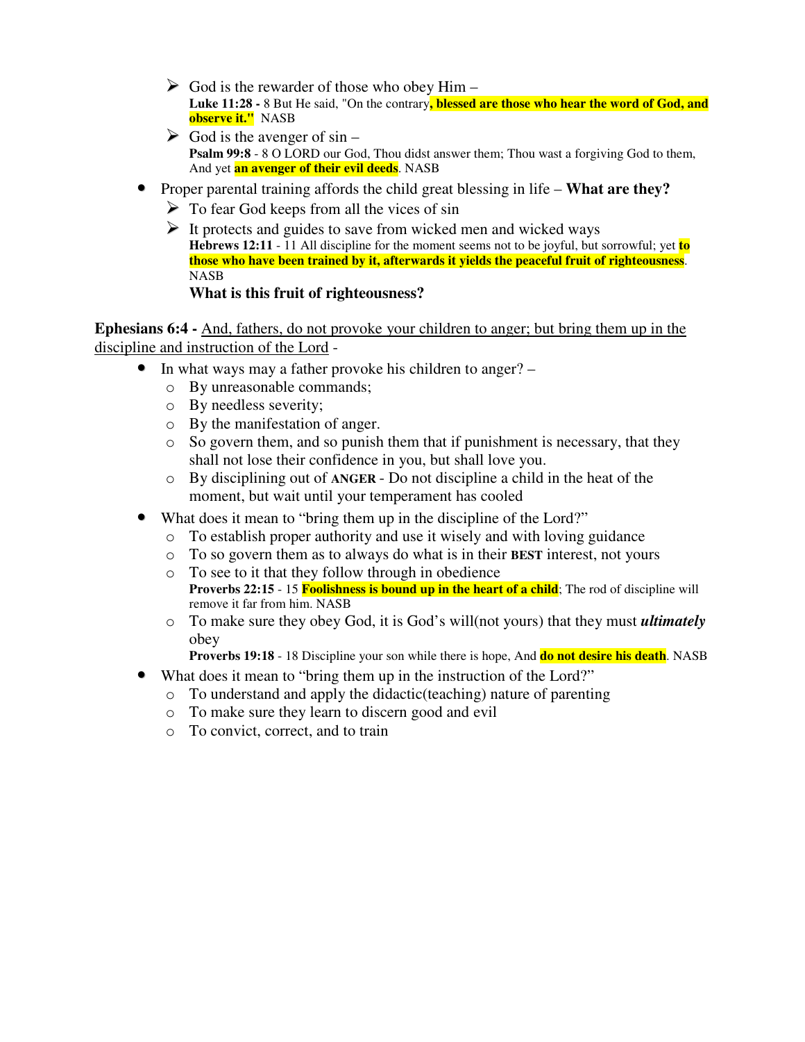- God is the rewarder of those who obey Him –
  **Luke 11:28 -** 8 But He said, "On the contrary**, blessed are those who hear the word of God, and observe it."** NASB
- God is the avenger of sin –
  **Psalm 99:8** - 8 O LORD our God, Thou didst answer them; Thou wast a forgiving God to them, And yet **an avenger of their evil deeds**. NASB

- Proper parental training affords the child great blessing in life – **What are they?**
  - To fear God keeps from all the vices of sin
  - It protects and guides to save from wicked men and wicked ways
    **Hebrews 12:11** - 11 All discipline for the moment seems not to be joyful, but sorrowful; yet **to those who have been trained by it, afterwards it yields the peaceful fruit of righteousness**. NASB
    **What is this fruit of righteousness?**

**Ephesians 6:4 -** And, fathers, do not provoke your children to anger; but bring them up in the discipline and instruction of the Lord -

- In what ways may a father provoke his children to anger? –
  - By unreasonable commands;
  - By needless severity;
  - By the manifestation of anger.
  - So govern them, and so punish them that if punishment is necessary, that they shall not lose their confidence in you, but shall love you.
  - By disciplining out of **ANGER** - Do not discipline a child in the heat of the moment, but wait until your temperament has cooled
- What does it mean to "bring them up in the discipline of the Lord?"
  - To establish proper authority and use it wisely and with loving guidance
  - To so govern them as to always do what is in their **BEST** interest, not yours
  - To see to it that they follow through in obedience
    **Proverbs 22:15** - 15 **Foolishness is bound up in the heart of a child**; The rod of discipline will remove it far from him. NASB
  - To make sure they obey God, it is God's will(not yours) that they must ***ultimately*** obey
    **Proverbs 19:18** - 18 Discipline your son while there is hope, And **do not desire his death**. NASB
- What does it mean to "bring them up in the instruction of the Lord?"
  - To understand and apply the didactic(teaching) nature of parenting
  - To make sure they learn to discern good and evil
  - To convict, correct, and to train